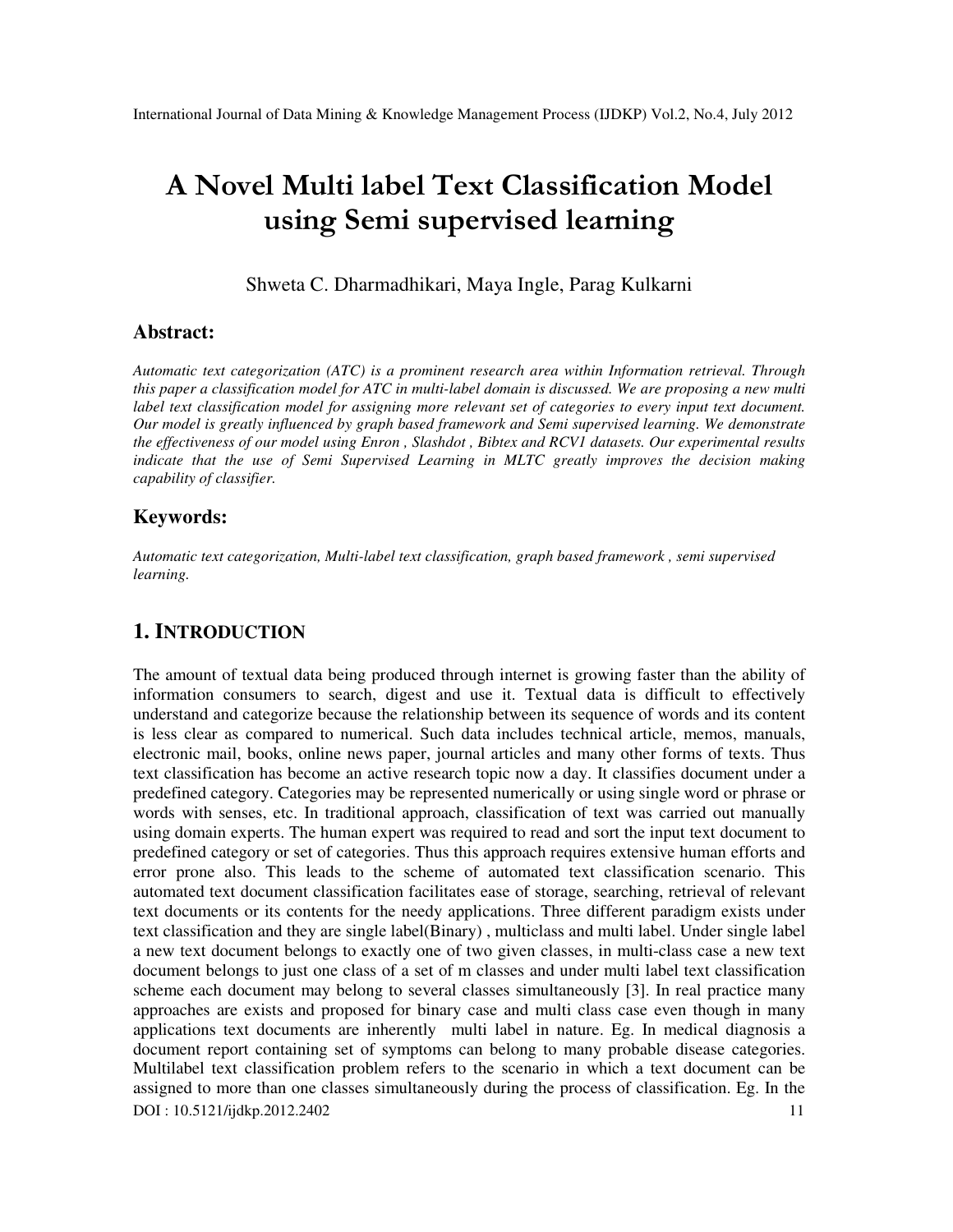# A Novel Multi label Text Classification Model using Semi supervised learning

Shweta C. Dharmadhikari, Maya Ingle, Parag Kulkarni

## Abstract:

*Automatic text categorization (ATC) is a prominent research area within Information retrieval. Through this paper a classification model for ATC in multi-label domain is discussed. We are proposing a new multi label text classification model for assigning more relevant set of categories to every input text document. Our model is greatly influenced by graph based framework and Semi supervised learning. We demonstrate the effectiveness of our model using Enron , Slashdot , Bibtex and RCV1 datasets. Our experimental results indicate that the use of Semi Supervised Learning in MLTC greatly improves the decision making capability of classifier.*

## Keywords:

*Automatic text categorization, Multi-label text classification, graph based framework , semi supervised learning.*

## 1. INTRODUCTION

The amount of textual data being produced through internet is growing faster than the ability of information consumers to search, digest and use it. Textual data is difficult to effectively understand and categorize because the relationship between its sequence of words and its content is less clear as compared to numerical. Such data includes technical article, memos, manuals, electronic mail, books, online news paper, journal articles and many other forms of texts. Thus text classification has become an active research topic now a day. It classifies document under a predefined category. Categories may be represented numerically or using single word or phrase or words with senses, etc. In traditional approach, classification of text was carried out manually using domain experts. The human expert was required to read and sort the input text document to predefined category or set of categories. Thus this approach requires extensive human efforts and error prone also. This leads to the scheme of automated text classification scenario. This automated text document classification facilitates ease of storage, searching, retrieval of relevant text documents or its contents for the needy applications. Three different paradigm exists under text classification and they are single label(Binary) , multiclass and multi label. Under single label a new text document belongs to exactly one of two given classes, in multi-class case a new text document belongs to just one class of a set of m classes and under multi label text classification scheme each document may belong to several classes simultaneously [3]. In real practice many approaches are exists and proposed for binary case and multi class case even though in many applications text documents are inherently multi label in nature. Eg. In medical diagnosis a document report containing set of symptoms can belong to many probable disease categories. Multilabel text classification problem refers to the scenario in which a text document can be assigned to more than one classes simultaneously during the process of classification. Eg. In the

DOI : 10.5121/ijdkp.2012.2402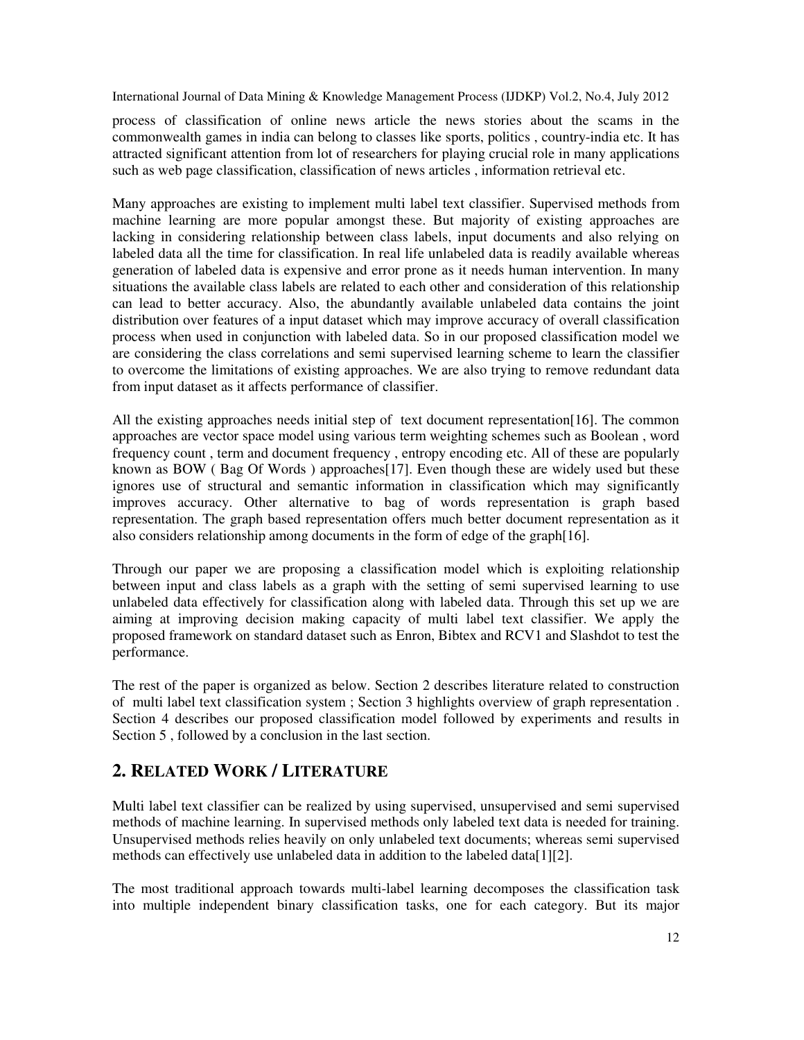process of classification of online news article the news stories about the scams in the commonwealth games in india can belong to classes like sports, politics , country-india etc. It has attracted significant attention from lot of researchers for playing crucial role in many applications such as web page classification, classification of news articles , information retrieval etc.

Many approaches are existing to implement multi label text classifier. Supervised methods from machine learning are more popular amongst these. But majority of existing approaches are lacking in considering relationship between class labels, input documents and also relying on labeled data all the time for classification. In real life unlabeled data is readily available whereas generation of labeled data is expensive and error prone as it needs human intervention. In many situations the available class labels are related to each other and consideration of this relationship can lead to better accuracy. Also, the abundantly available unlabeled data contains the joint distribution over features of a input dataset which may improve accuracy of overall classification process when used in conjunction with labeled data. So in our proposed classification model we are considering the class correlations and semi supervised learning scheme to learn the classifier to overcome the limitations of existing approaches. We are also trying to remove redundant data from input dataset as it affects performance of classifier.

All the existing approaches needs initial step of text document representation[16]. The common approaches are vector space model using various term weighting schemes such as Boolean , word frequency count , term and document frequency , entropy encoding etc. All of these are popularly known as BOW ( Bag Of Words ) approaches[17]. Even though these are widely used but these ignores use of structural and semantic information in classification which may significantly improves accuracy. Other alternative to bag of words representation is graph based representation. The graph based representation offers much better document representation as it also considers relationship among documents in the form of edge of the graph[16].

Through our paper we are proposing a classification model which is exploiting relationship between input and class labels as a graph with the setting of semi supervised learning to use unlabeled data effectively for classification along with labeled data. Through this set up we are aiming at improving decision making capacity of multi label text classifier. We apply the proposed framework on standard dataset such as Enron, Bibtex and RCV1 and Slashdot to test the performance.

The rest of the paper is organized as below. Section 2 describes literature related to construction of multi label text classification system ; Section 3 highlights overview of graph representation . Section 4 describes our proposed classification model followed by experiments and results in Section 5 , followed by a conclusion in the last section.

## 2. RELATED WORK / LITERATURE

Multi label text classifier can be realized by using supervised, unsupervised and semi supervised methods of machine learning. In supervised methods only labeled text data is needed for training. Unsupervised methods relies heavily on only unlabeled text documents; whereas semi supervised methods can effectively use unlabeled data in addition to the labeled data[1][2].

The most traditional approach towards multi-label learning decomposes the classification task into multiple independent binary classification tasks, one for each category. But its major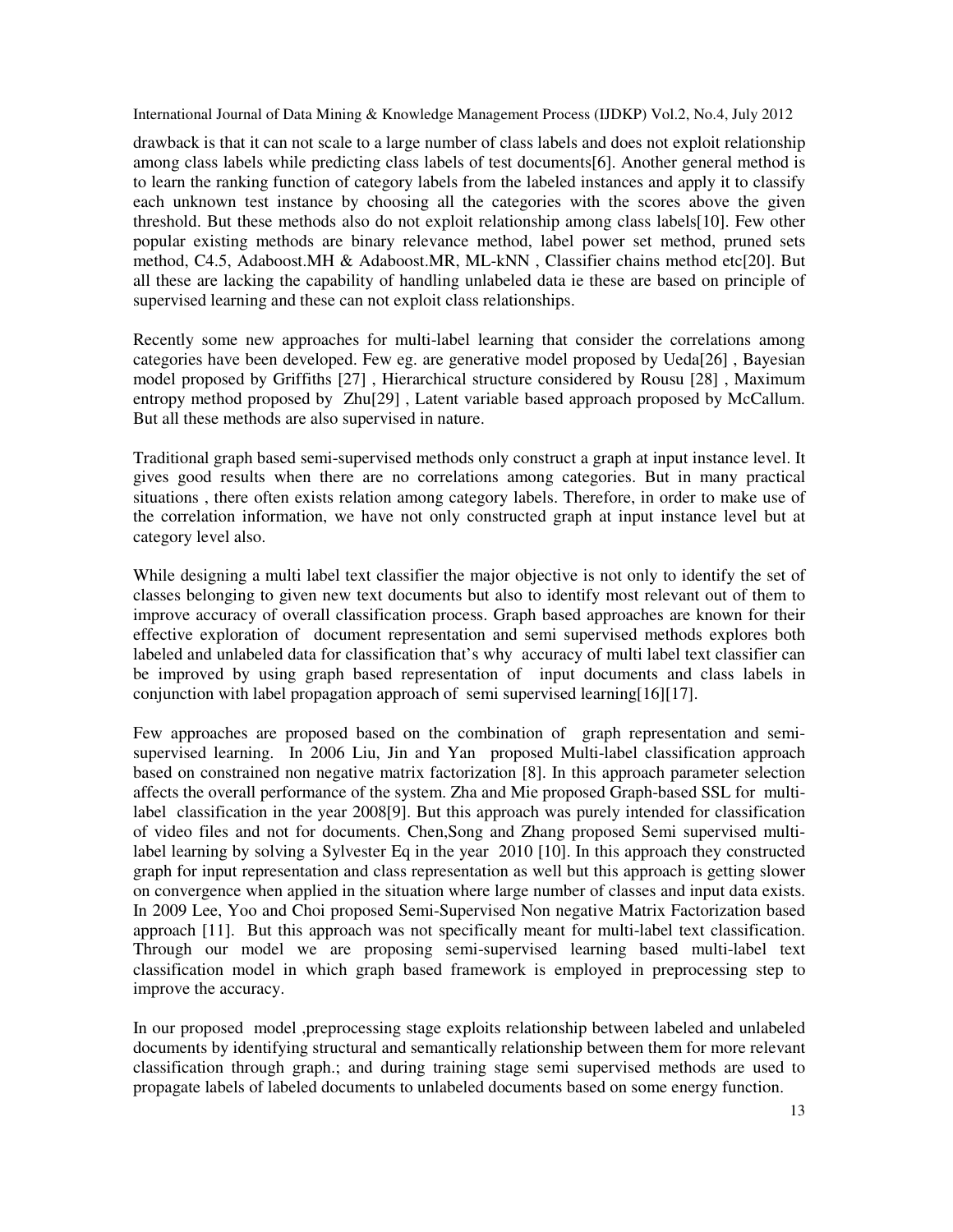drawback is that it can not scale to a large number of class labels and does not exploit relationship among class labels while predicting class labels of test documents[6]. Another general method is to learn the ranking function of category labels from the labeled instances and apply it to classify each unknown test instance by choosing all the categories with the scores above the given threshold. But these methods also do not exploit relationship among class labels[10]. Few other popular existing methods are binary relevance method, label power set method, pruned sets method, C4.5, Adaboost.MH & Adaboost.MR, ML-kNN , Classifier chains method etc[20]. But all these are lacking the capability of handling unlabeled data ie these are based on principle of supervised learning and these can not exploit class relationships.

Recently some new approaches for multi-label learning that consider the correlations among categories have been developed. Few eg. are generative model proposed by Ueda[26] , Bayesian model proposed by Griffiths [27] , Hierarchical structure considered by Rousu [28] , Maximum entropy method proposed by Zhu[29] , Latent variable based approach proposed by McCallum. But all these methods are also supervised in nature.

Traditional graph based semi-supervised methods only construct a graph at input instance level. It gives good results when there are no correlations among categories. But in many practical situations , there often exists relation among category labels. Therefore, in order to make use of the correlation information, we have not only constructed graph at input instance level but at category level also.

While designing a multi label text classifier the major objective is not only to identify the set of classes belonging to given new text documents but also to identify most relevant out of them to improve accuracy of overall classification process. Graph based approaches are known for their effective exploration of document representation and semi supervised methods explores both labeled and unlabeled data for classification that's why accuracy of multi label text classifier can be improved by using graph based representation of input documents and class labels in conjunction with label propagation approach of semi supervised learning[16][17].

Few approaches are proposed based on the combination of graph representation and semi-supervised learning. In 2006 Liu, Jin and Yan proposed Multi-label classification approach based on constrained non negative matrix factorization [8]. In this approach parameter selection affects the overall performance of the system. Zha and Mie proposed Graph-based SSL for multi-label classification in the year 2008[9]. But this approach was purely intended for classification of video files and not for documents. Chen,Song and Zhang proposed Semi supervised multi-label learning by solving a Sylvester Eq in the year 2010 [10]. In this approach they constructed graph for input representation and class representation as well but this approach is getting slower on convergence when applied in the situation where large number of classes and input data exists. In 2009 Lee, Yoo and Choi proposed Semi-Supervised Non negative Matrix Factorization based approach [11]. But this approach was not specifically meant for multi-label text classification. Through our model we are proposing semi-supervised learning based multi-label text classification model in which graph based framework is employed in preprocessing step to improve the accuracy.

In our proposed model ,preprocessing stage exploits relationship between labeled and unlabeled documents by identifying structural and semantically relationship between them for more relevant classification through graph.; and during training stage semi supervised methods are used to propagate labels of labeled documents to unlabeled documents based on some energy function.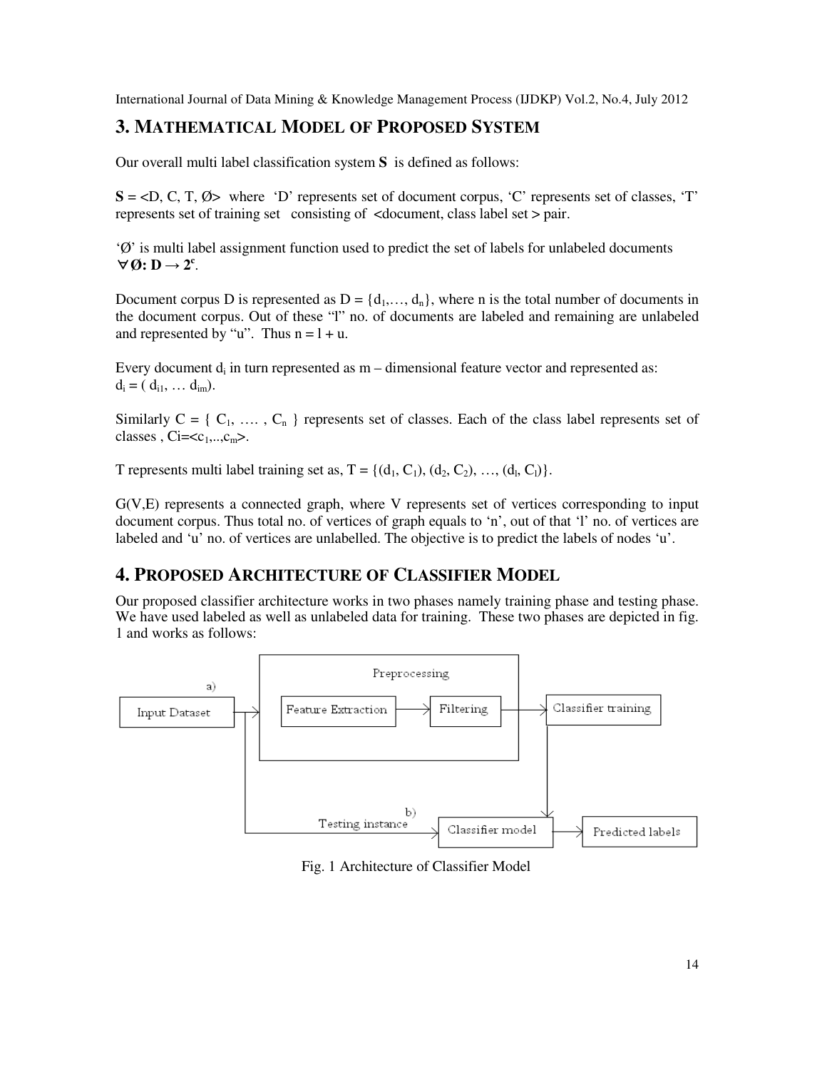## 3. MATHEMATICAL MODEL OF PROPOSED SYSTEM

Our overall multi label classification system **S** is defined as follows:

**S** = <D, C, T, Ø> where 'D' represents set of document corpus, 'C' represents set of classes, 'T' represents set of training set consisting of <document, class label set > pair.

'Ø' is multi label assignment function used to predict the set of labels for unlabeled documents $\forall$ **Ø: D → 2^c**.

Document corpus D is represented as $D = \{d_1, \ldots, d_n\}$, where n is the total number of documents in the document corpus. Out of these "l" no. of documents are labeled and remaining are unlabeled and represented by "u". Thus $n = l + u$.

Every document $d_i$ in turn represented as m – dimensional feature vector and represented as: $d_i = (d_{i1}, \ldots d_{im})$.

Similarly $C = \{ C_1, \ldots, C_n \}$ represents set of classes. Each of the class label represents set of classes , $Ci=<c_1,..,c_m>$.

T represents multi label training set as, $T = \{(d_1, C_1), (d_2, C_2), \ldots, (d_l, C_l)\}$.

G(V,E) represents a connected graph, where V represents set of vertices corresponding to input document corpus. Thus total no. of vertices of graph equals to 'n', out of that 'l' no. of vertices are labeled and 'u' no. of vertices are unlabelled. The objective is to predict the labels of nodes 'u'.

## 4. PROPOSED ARCHITECTURE OF CLASSIFIER MODEL

Our proposed classifier architecture works in two phases namely training phase and testing phase. We have used labeled as well as unlabeled data for training. These two phases are depicted in fig. 1 and works as follows:

a)
Input Dataset
Preprocessing
Feature Extraction
Filtering
Classifier training
b)
Testing instance
Classifier model
Predicted labels

Fig. 1 Architecture of Classifier Model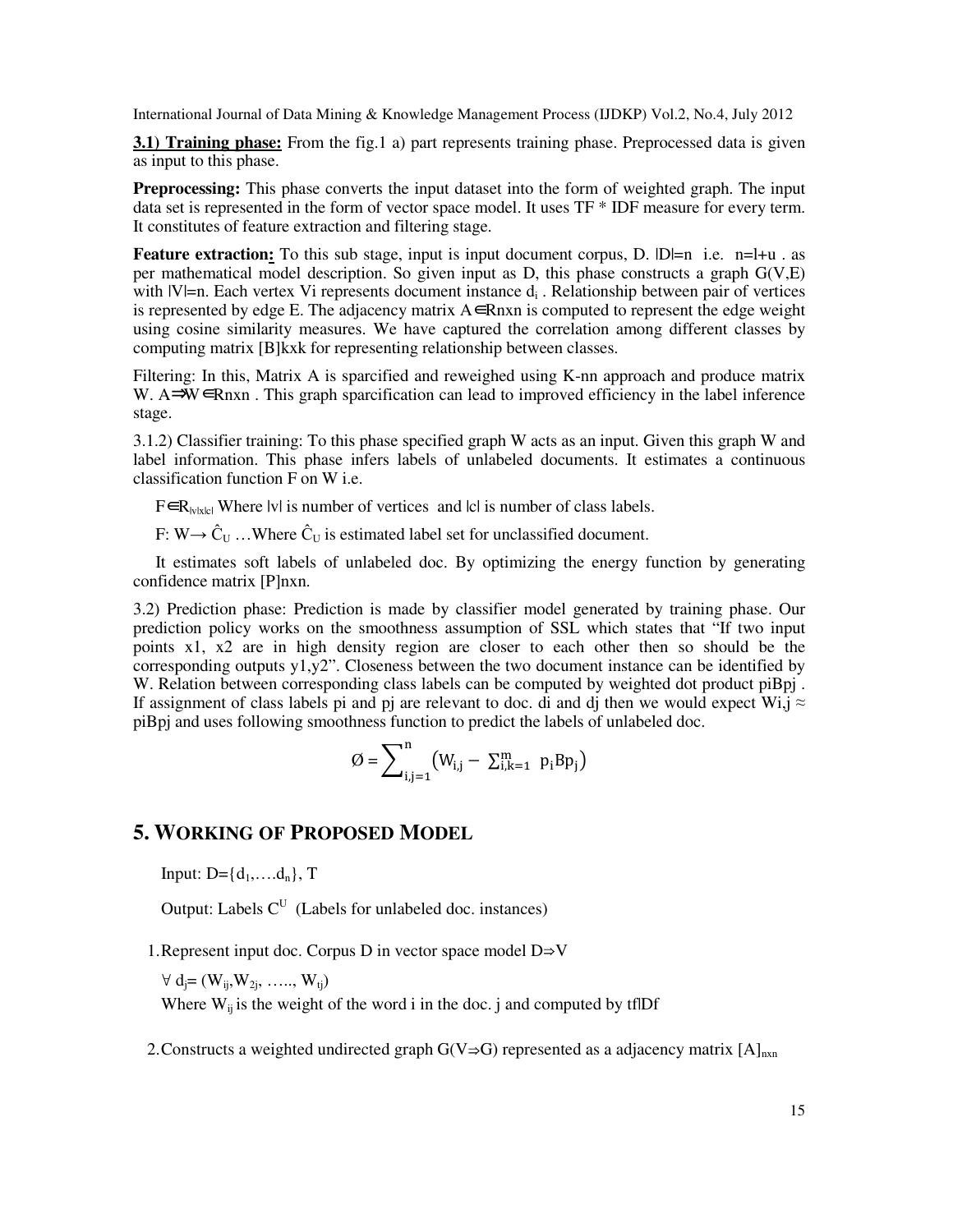**3.1) Training phase:** From the fig.1 a) part represents training phase. Preprocessed data is given as input to this phase.

**Preprocessing:** This phase converts the input dataset into the form of weighted graph. The input data set is represented in the form of vector space model. It uses TF * IDF measure for every term. It constitutes of feature extraction and filtering stage.

**Feature extraction:** To this sub stage, input is input document corpus, D. |D|=n i.e. n=l+u . as per mathematical model description. So given input as D, this phase constructs a graph G(V,E) with |V|=n. Each vertex Vi represents document instance $d_i$ . Relationship between pair of vertices is represented by edge E. The adjacency matrix A∈Rnxn is computed to represent the edge weight using cosine similarity measures. We have captured the correlation among different classes by computing matrix [B]kxk for representing relationship between classes.

Filtering: In this, Matrix A is sparcified and reweighed using K-nn approach and produce matrix W. A⇒W∈Rnxn . This graph sparcification can lead to improved efficiency in the label inference stage.

3.1.2) Classifier training: To this phase specified graph W acts as an input. Given this graph W and label information. This phase infers labels of unlabeled documents. It estimates a continuous classification function F on W i.e.

$F \in R_{|v| x |c|}$ Where |v| is number of vertices and |c| is number of class labels.

F: W→ $\hat{C}_U$ …Where $\hat{C}_U$ is estimated label set for unclassified document.

It estimates soft labels of unlabeled doc. By optimizing the energy function by generating confidence matrix [P]nxn.

3.2) Prediction phase: Prediction is made by classifier model generated by training phase. Our prediction policy works on the smoothness assumption of SSL which states that "If two input points x1, x2 are in high density region are closer to each other then so should be the corresponding outputs y1,y2". Closeness between the two document instance can be identified by W. Relation between corresponding class labels can be computed by weighted dot product piBpj . If assignment of class labels pi and pj are relevant to doc. di and dj then we would expect Wi,j ≈ piBpj and uses following smoothness function to predict the labels of unlabeled doc.

$$\emptyset = \sum_{i,j=1}^{n} \left( W_{i,j} - \sum_{i,k=1}^{m} p_i B p_j \right)$$

## 5. WORKING OF PROPOSED MODEL

Input: D={$d_1$,….$d_n$}, T

Output: Labels $C^U$ (Labels for unlabeled doc. instances)

1. Represent input doc. Corpus D in vector space model D⇒V

   ∀ $d_j$= ($W_{ij}$,$W_{2j}$, ….., $W_{tj}$)
   Where $W_{ij}$ is the weight of the word i in the doc. j and computed by tf|Df

2. Constructs a weighted undirected graph G(V⇒G) represented as a adjacency matrix $[A]_{nxn}$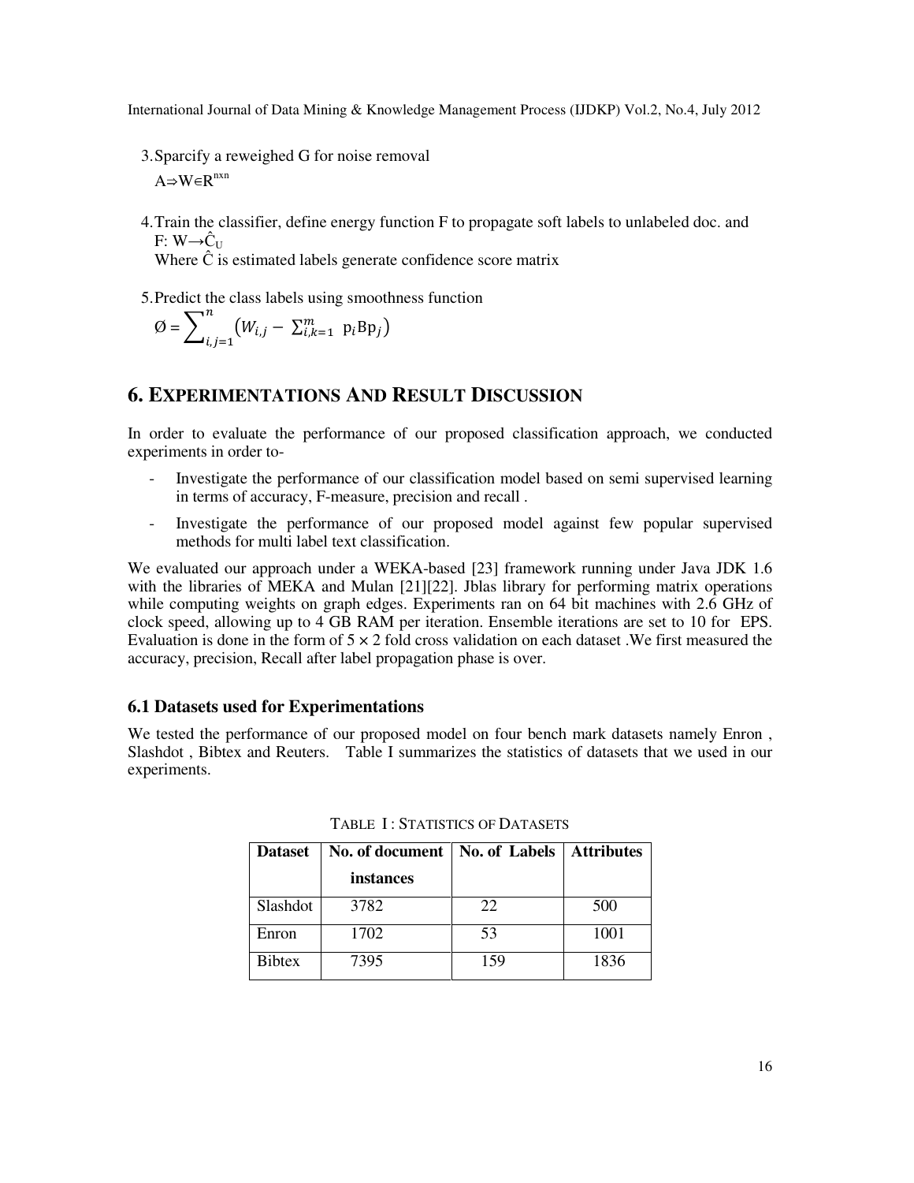3. Sparcify a reweighed G for noise removal

   $A \Rightarrow W \in R^{nxn}$

4. Train the classifier, define energy function F to propagate soft labels to unlabeled doc. and F: $W \rightarrow \hat{C}_U$

   Where $\hat{C}$ is estimated labels generate confidence score matrix

5. Predict the class labels using smoothness function

   $$\text{Ø} = \sum_{i,j=1}^{n} \left( W_{i,j} - \sum_{i,k=1}^{m} p_i B p_j \right)$$

## 6. EXPERIMENTATIONS AND RESULT DISCUSSION

In order to evaluate the performance of our proposed classification approach, we conducted experiments in order to-

- Investigate the performance of our classification model based on semi supervised learning in terms of accuracy, F-measure, precision and recall .
- Investigate the performance of our proposed model against few popular supervised methods for multi label text classification.

We evaluated our approach under a WEKA-based [23] framework running under Java JDK 1.6 with the libraries of MEKA and Mulan [21][22]. Jblas library for performing matrix operations while computing weights on graph edges. Experiments ran on 64 bit machines with 2.6 GHz of clock speed, allowing up to 4 GB RAM per iteration. Ensemble iterations are set to 10 for EPS. Evaluation is done in the form of $5 \times 2$ fold cross validation on each dataset .We first measured the accuracy, precision, Recall after label propagation phase is over.

### 6.1 Datasets used for Experimentations

We tested the performance of our proposed model on four bench mark datasets namely Enron , Slashdot , Bibtex and Reuters. Table I summarizes the statistics of datasets that we used in our experiments.

TABLE I : STATISTICS OF DATASETS

| Dataset | No. of document instances | No. of Labels | Attributes |
|---|---|---|---|
| Slashdot | 3782 | 22 | 500 |
| Enron | 1702 | 53 | 1001 |
| Bibtex | 7395 | 159 | 1836 |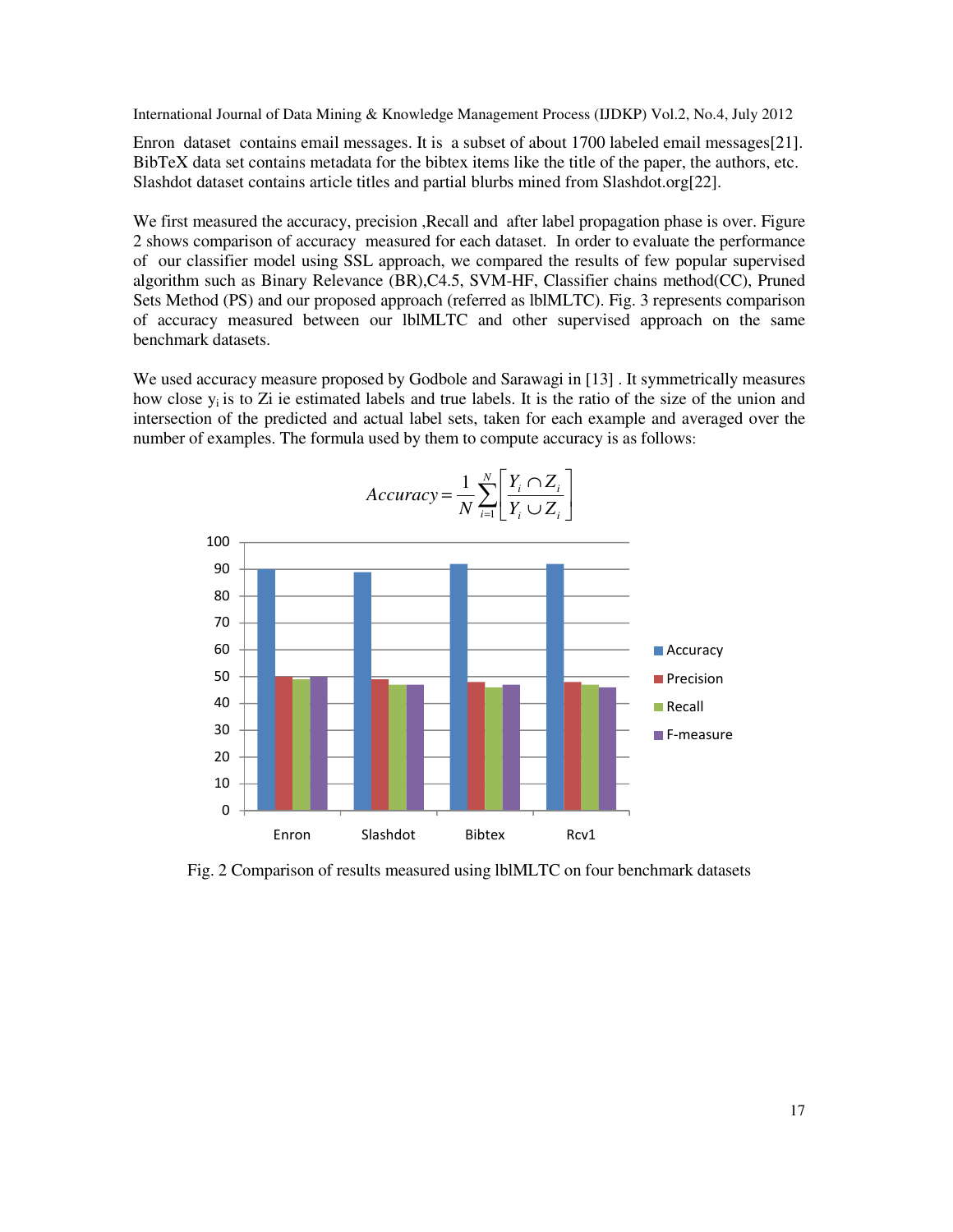Enron dataset contains email messages. It is a subset of about 1700 labeled email messages[21]. BibTeX data set contains metadata for the bibtex items like the title of the paper, the authors, etc. Slashdot dataset contains article titles and partial blurbs mined from Slashdot.org[22].

We first measured the accuracy, precision ,Recall and after label propagation phase is over. Figure 2 shows comparison of accuracy measured for each dataset. In order to evaluate the performance of our classifier model using SSL approach, we compared the results of few popular supervised algorithm such as Binary Relevance (BR),C4.5, SVM-HF, Classifier chains method(CC), Pruned Sets Method (PS) and our proposed approach (referred as lblMLTC). Fig. 3 represents comparison of accuracy measured between our lblMLTC and other supervised approach on the same benchmark datasets.

We used accuracy measure proposed by Godbole and Sarawagi in [13] . It symmetrically measures how close $y_i$ is to Zi ie estimated labels and true labels. It is the ratio of the size of the union and intersection of the predicted and actual label sets, taken for each example and averaged over the number of examples. The formula used by them to compute accuracy is as follows:

$$Accuracy = \frac{1}{N}\sum_{i=1}^{N}\left[\frac{Y_i \cap Z_i}{Y_i \cup Z_i}\right]$$

100
90
80
70
60
50
40
30
20
10
0

Enron
Slashdot
Bibtex
Rcv1

Accuracy
Precision
Recall
F-measure

Fig. 2 Comparison of results measured using lblMLTC on four benchmark datasets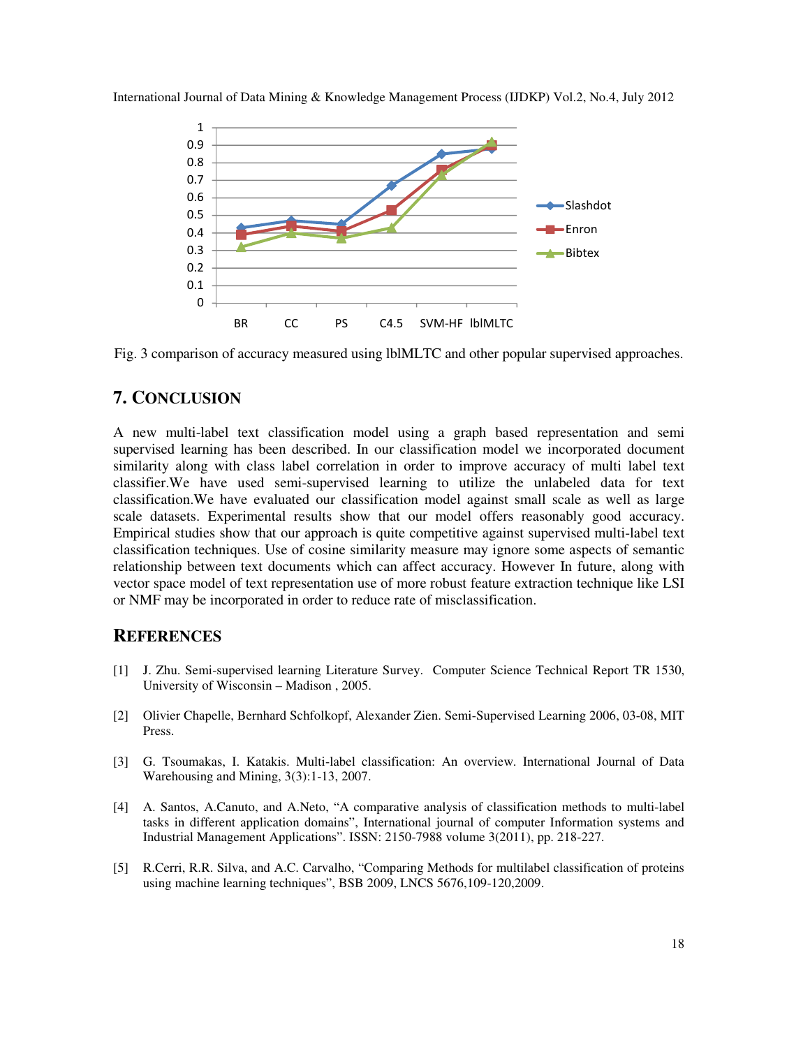Fig. 3 comparison of accuracy measured using lblMLTC and other popular supervised approaches.

## 7. CONCLUSION

A new multi-label text classification model using a graph based representation and semi supervised learning has been described. In our classification model we incorporated document similarity along with class label correlation in order to improve accuracy of multi label text classifier.We have used semi-supervised learning to utilize the unlabeled data for text classification.We have evaluated our classification model against small scale as well as large scale datasets. Experimental results show that our model offers reasonably good accuracy. Empirical studies show that our approach is quite competitive against supervised multi-label text classification techniques. Use of cosine similarity measure may ignore some aspects of semantic relationship between text documents which can affect accuracy. However In future, along with vector space model of text representation use of more robust feature extraction technique like LSI or NMF may be incorporated in order to reduce rate of misclassification.

## REFERENCES

[1] J. Zhu. Semi-supervised learning Literature Survey. Computer Science Technical Report TR 1530, University of Wisconsin – Madison , 2005.

[2] Olivier Chapelle, Bernhard Schfolkopf, Alexander Zien. Semi-Supervised Learning 2006, 03-08, MIT Press.

[3] G. Tsoumakas, I. Katakis. Multi-label classification: An overview. International Journal of Data Warehousing and Mining, 3(3):1-13, 2007.

[4] A. Santos, A.Canuto, and A.Neto, "A comparative analysis of classification methods to multi-label tasks in different application domains", International journal of computer Information systems and Industrial Management Applications". ISSN: 2150-7988 volume 3(2011), pp. 218-227.

[5] R.Cerri, R.R. Silva, and A.C. Carvalho, "Comparing Methods for multilabel classification of proteins using machine learning techniques", BSB 2009, LNCS 5676,109-120,2009.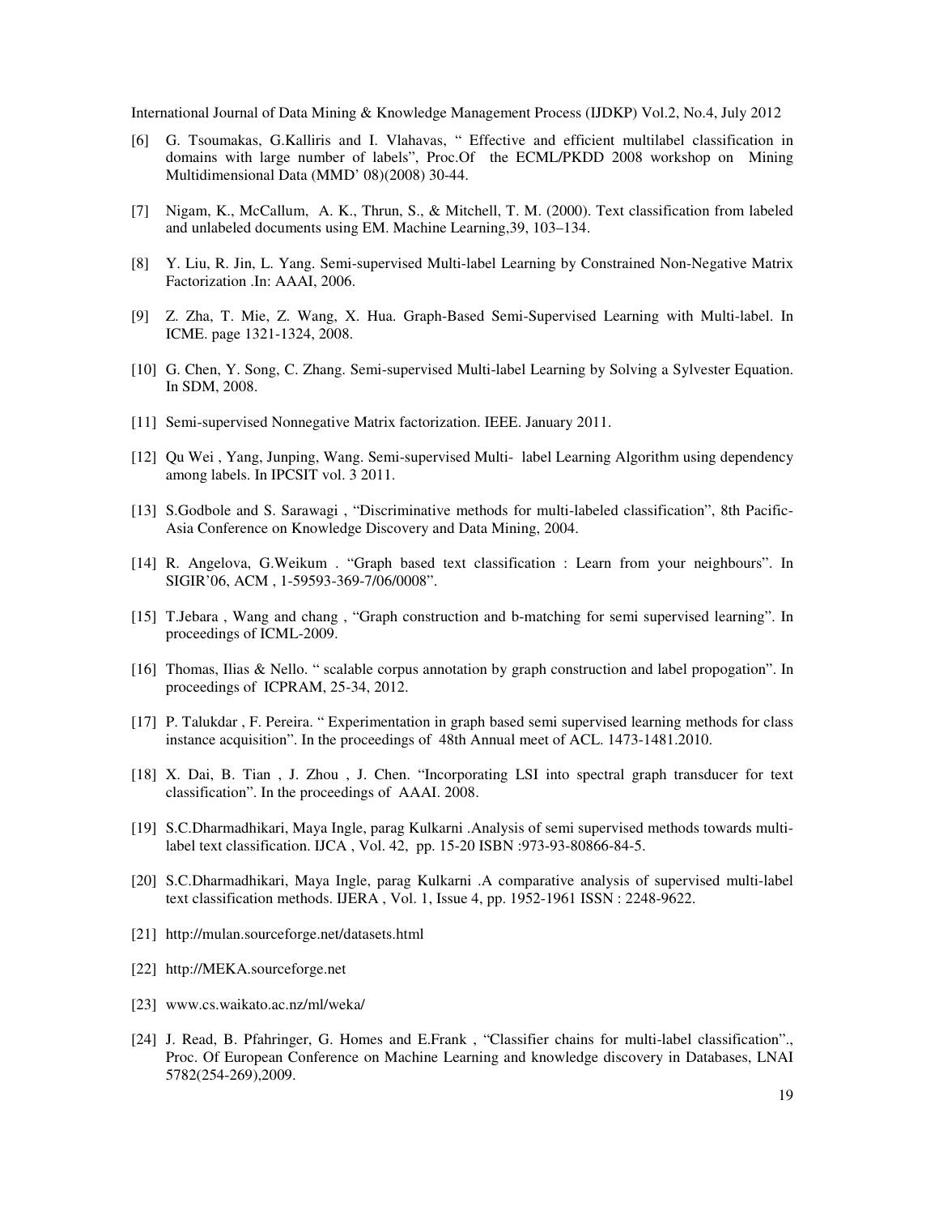[6] G. Tsoumakas, G.Kalliris and I. Vlahavas, " Effective and efficient multilabel classification in domains with large number of labels", Proc.Of the ECML/PKDD 2008 workshop on Mining Multidimensional Data (MMD' 08)(2008) 30-44.

[7] Nigam, K., McCallum, A. K., Thrun, S., & Mitchell, T. M. (2000). Text classification from labeled and unlabeled documents using EM. Machine Learning,39, 103–134.

[8] Y. Liu, R. Jin, L. Yang. Semi-supervised Multi-label Learning by Constrained Non-Negative Matrix Factorization .In: AAAI, 2006.

[9] Z. Zha, T. Mie, Z. Wang, X. Hua. Graph-Based Semi-Supervised Learning with Multi-label. In ICME. page 1321-1324, 2008.

[10] G. Chen, Y. Song, C. Zhang. Semi-supervised Multi-label Learning by Solving a Sylvester Equation. In SDM, 2008.

[11] Semi-supervised Nonnegative Matrix factorization. IEEE. January 2011.

[12] Qu Wei , Yang, Junping, Wang. Semi-supervised Multi- label Learning Algorithm using dependency among labels. In IPCSIT vol. 3 2011.

[13] S.Godbole and S. Sarawagi , "Discriminative methods for multi-labeled classification", 8th Pacific-Asia Conference on Knowledge Discovery and Data Mining, 2004.

[14] R. Angelova, G.Weikum . "Graph based text classification : Learn from your neighbours". In SIGIR'06, ACM , 1-59593-369-7/06/0008".

[15] T.Jebara , Wang and chang , "Graph construction and b-matching for semi supervised learning". In proceedings of ICML-2009.

[16] Thomas, Ilias & Nello. " scalable corpus annotation by graph construction and label propogation". In proceedings of ICPRAM, 25-34, 2012.

[17] P. Talukdar , F. Pereira. " Experimentation in graph based semi supervised learning methods for class instance acquisition". In the proceedings of 48th Annual meet of ACL. 1473-1481.2010.

[18] X. Dai, B. Tian , J. Zhou , J. Chen. "Incorporating LSI into spectral graph transducer for text classification". In the proceedings of AAAI. 2008.

[19] S.C.Dharmadhikari, Maya Ingle, parag Kulkarni .Analysis of semi supervised methods towards multi-label text classification. IJCA , Vol. 42, pp. 15-20 ISBN :973-93-80866-84-5.

[20] S.C.Dharmadhikari, Maya Ingle, parag Kulkarni .A comparative analysis of supervised multi-label text classification methods. IJERA , Vol. 1, Issue 4, pp. 1952-1961 ISSN : 2248-9622.

[21] http://mulan.sourceforge.net/datasets.html

[22] http://MEKA.sourceforge.net

[23] www.cs.waikato.ac.nz/ml/weka/

[24] J. Read, B. Pfahringer, G. Homes and E.Frank , "Classifier chains for multi-label classification"., Proc. Of European Conference on Machine Learning and knowledge discovery in Databases, LNAI 5782(254-269),2009.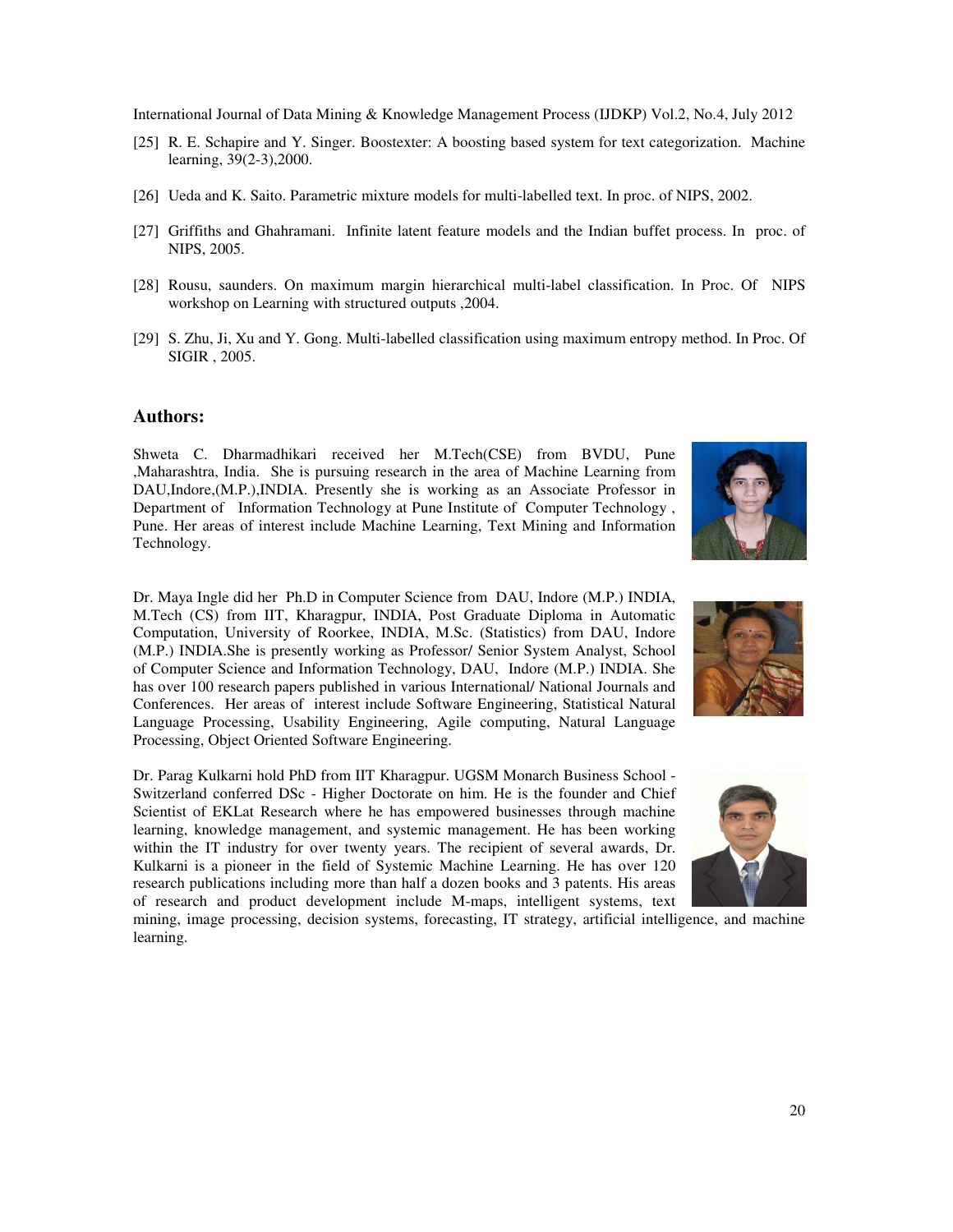[25] R. E. Schapire and Y. Singer. Boostexter: A boosting based system for text categorization. Machine learning, 39(2-3),2000.

[26] Ueda and K. Saito. Parametric mixture models for multi-labelled text. In proc. of NIPS, 2002.

[27] Griffiths and Ghahramani. Infinite latent feature models and the Indian buffet process. In proc. of NIPS, 2005.

[28] Rousu, saunders. On maximum margin hierarchical multi-label classification. In Proc. Of NIPS workshop on Learning with structured outputs ,2004.

[29] S. Zhu, Ji, Xu and Y. Gong. Multi-labelled classification using maximum entropy method. In Proc. Of SIGIR , 2005.

## Authors:

Shweta C. Dharmadhikari received her M.Tech(CSE) from BVDU, Pune ,Maharashtra, India. She is pursuing research in the area of Machine Learning from DAU,Indore,(M.P.),INDIA. Presently she is working as an Associate Professor in Department of Information Technology at Pune Institute of Computer Technology , Pune. Her areas of interest include Machine Learning, Text Mining and Information Technology.

Dr. Maya Ingle did her Ph.D in Computer Science from DAU, Indore (M.P.) INDIA, M.Tech (CS) from IIT, Kharagpur, INDIA, Post Graduate Diploma in Automatic Computation, University of Roorkee, INDIA, M.Sc. (Statistics) from DAU, Indore (M.P.) INDIA.She is presently working as Professor/ Senior System Analyst, School of Computer Science and Information Technology, DAU, Indore (M.P.) INDIA. She has over 100 research papers published in various International/ National Journals and Conferences. Her areas of interest include Software Engineering, Statistical Natural Language Processing, Usability Engineering, Agile computing, Natural Language Processing, Object Oriented Software Engineering.

Dr. Parag Kulkarni hold PhD from IIT Kharagpur. UGSM Monarch Business School - Switzerland conferred DSc - Higher Doctorate on him. He is the founder and Chief Scientist of EKLat Research where he has empowered businesses through machine learning, knowledge management, and systemic management. He has been working within the IT industry for over twenty years. The recipient of several awards, Dr. Kulkarni is a pioneer in the field of Systemic Machine Learning. He has over 120 research publications including more than half a dozen books and 3 patents. His areas of research and product development include M-maps, intelligent systems, text mining, image processing, decision systems, forecasting, IT strategy, artificial intelligence, and machine learning.